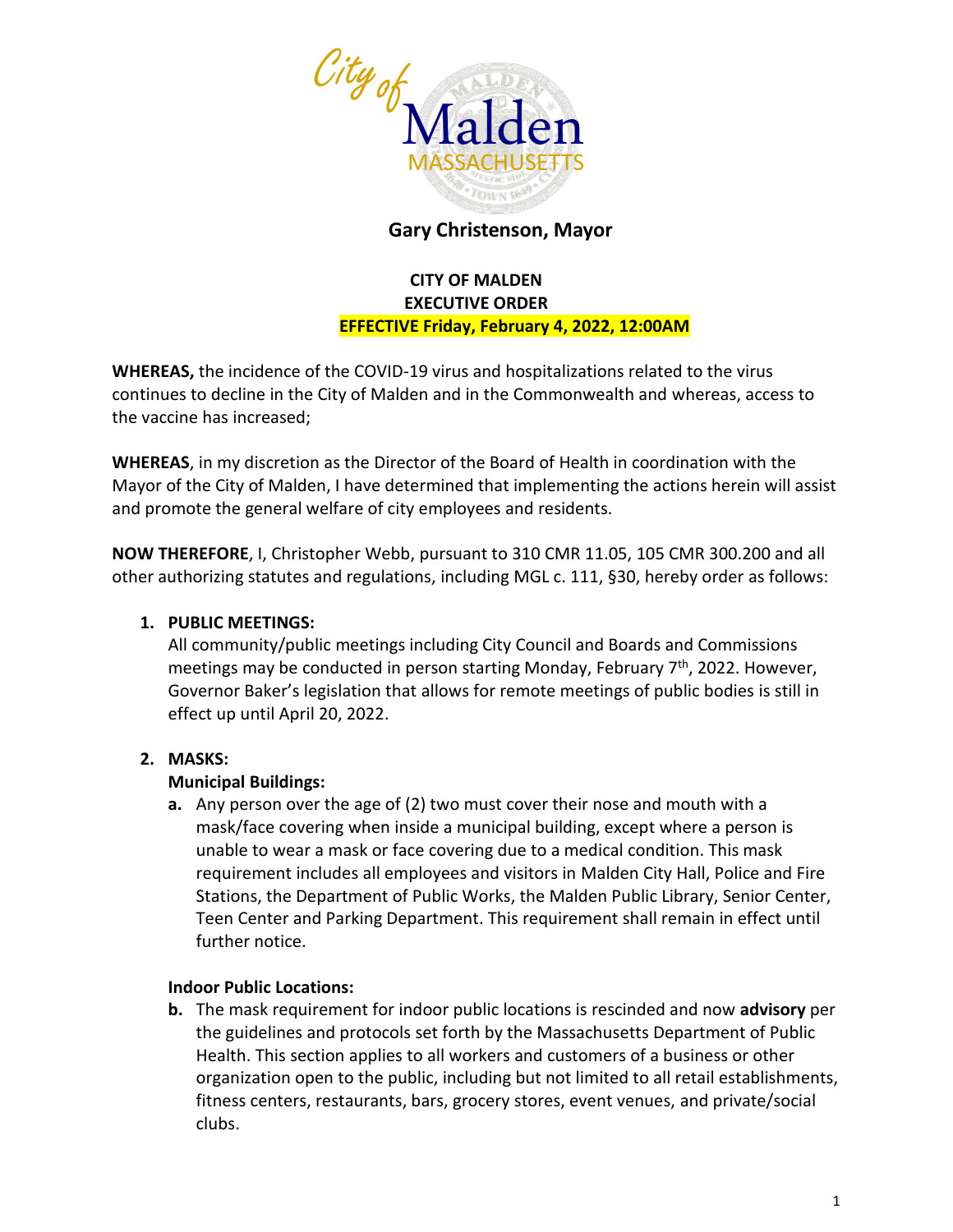City of Malden
MASSACHUSETTS

**Gary Christenson, Mayor**

**CITY OF MALDEN**
**EXECUTIVE ORDER**
**EFFECTIVE Friday, February 4, 2022, 12:00AM**

**WHEREAS,** the incidence of the COVID-19 virus and hospitalizations related to the virus continues to decline in the City of Malden and in the Commonwealth and whereas, access to the vaccine has increased;

**WHEREAS**, in my discretion as the Director of the Board of Health in coordination with the Mayor of the City of Malden, I have determined that implementing the actions herein will assist and promote the general welfare of city employees and residents.

**NOW THEREFORE**, I, Christopher Webb, pursuant to 310 CMR 11.05, 105 CMR 300.200 and all other authorizing statutes and regulations, including MGL c. 111, §30, hereby order as follows:

1. **PUBLIC MEETINGS:**
   All community/public meetings including City Council and Boards and Commissions meetings may be conducted in person starting Monday, February 7th, 2022. However, Governor Baker's legislation that allows for remote meetings of public bodies is still in effect up until April 20, 2022.

2. **MASKS:**
   **Municipal Buildings:**
   **a.** Any person over the age of (2) two must cover their nose and mouth with a mask/face covering when inside a municipal building, except where a person is unable to wear a mask or face covering due to a medical condition. This mask requirement includes all employees and visitors in Malden City Hall, Police and Fire Stations, the Department of Public Works, the Malden Public Library, Senior Center, Teen Center and Parking Department. This requirement shall remain in effect until further notice.

   **Indoor Public Locations:**
   **b.** The mask requirement for indoor public locations is rescinded and now **advisory** per the guidelines and protocols set forth by the Massachusetts Department of Public Health. This section applies to all workers and customers of a business or other organization open to the public, including but not limited to all retail establishments, fitness centers, restaurants, bars, grocery stores, event venues, and private/social clubs.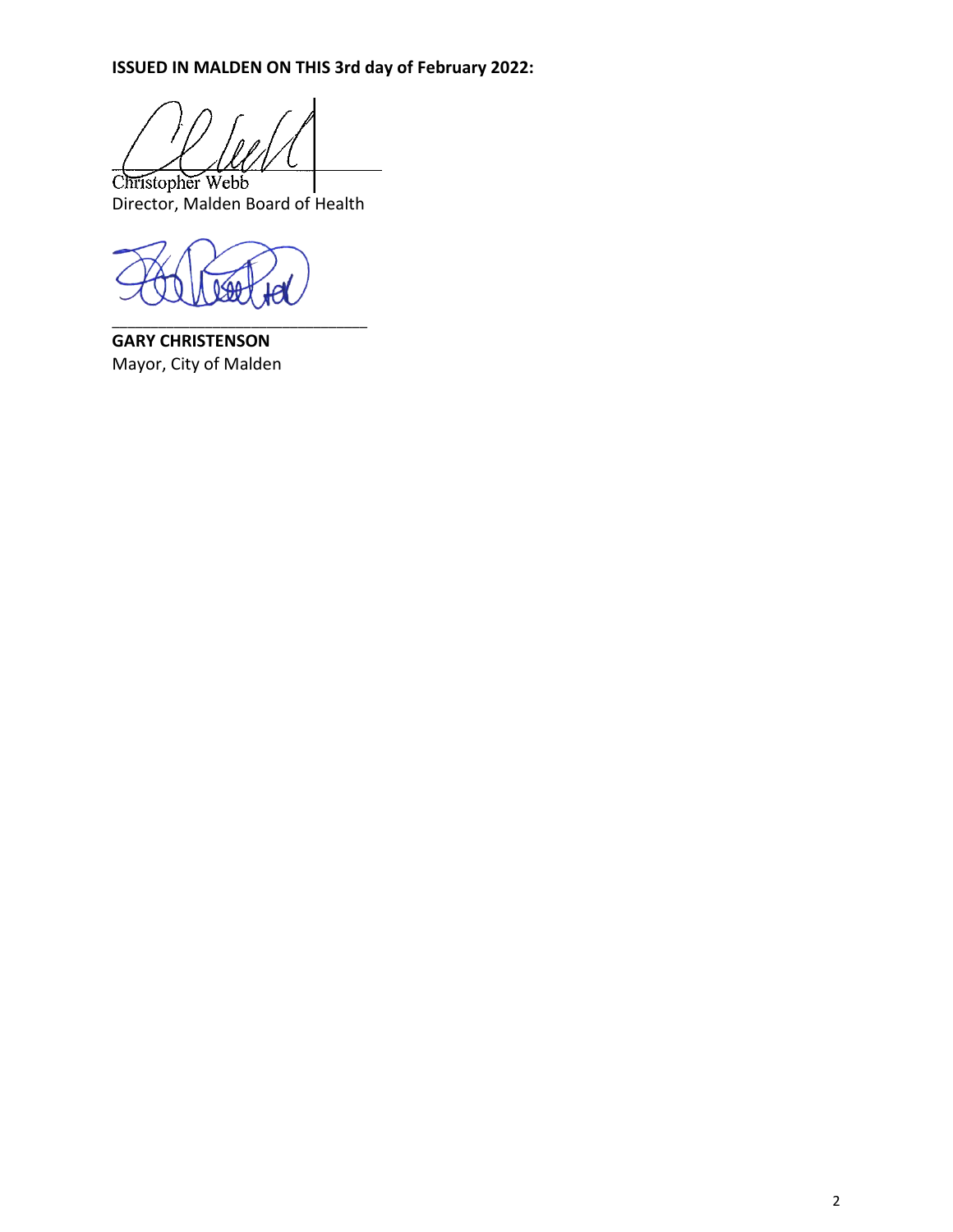**ISSUED IN MALDEN ON THIS 3rd day of February 2022:**

\_\_\_\_\_\_\_\_\_\_\_\_\_\_\_\_\_\_\_\_\_\_\_\_\_\_\_\_\_\_

Christopher Webb
Director, Malden Board of Health

\_\_\_\_\_\_\_\_\_\_\_\_\_\_\_\_\_\_\_\_\_\_\_\_\_\_\_\_\_\_

**GARY CHRISTENSON**
Mayor, City of Malden